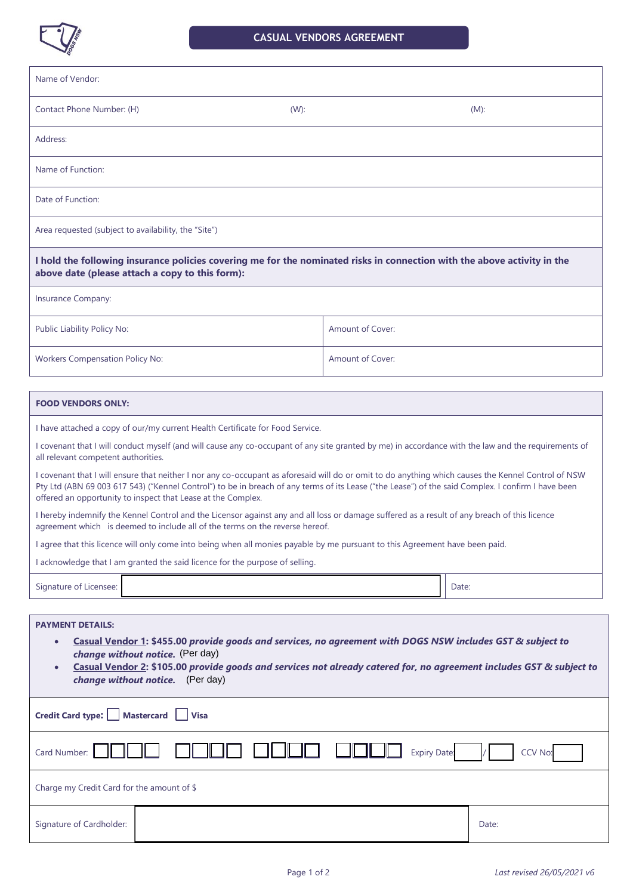# CASUAL VENDORS AGREEMENT

| | | |
|---|---|---|
| Name of Vendor: | | |
| Contact Phone Number: (H) | (W): | (M): |
| Address: | | |
| Name of Function: | | |
| Date of Function: | | |
| Area requested (subject to availability, the "Site") | | |

**I hold the following insurance policies covering me for the nominated risks in connection with the above activity in the above date (please attach a copy to this form):**

| | |
|---|---|
| Insurance Company: | |
| Public Liability Policy No: | Amount of Cover: |
| Workers Compensation Policy No: | Amount of Cover: |

**FOOD VENDORS ONLY:**

I have attached a copy of our/my current Health Certificate for Food Service.

I covenant that I will conduct myself (and will cause any co-occupant of any site granted by me) in accordance with the law and the requirements of all relevant competent authorities.

I covenant that I will ensure that neither I nor any co-occupant as aforesaid will do or omit to do anything which causes the Kennel Control of NSW Pty Ltd (ABN 69 003 617 543) ("Kennel Control") to be in breach of any terms of its Lease ("the Lease") of the said Complex. I confirm I have been offered an opportunity to inspect that Lease at the Complex.

I hereby indemnify the Kennel Control and the Licensor against any and all loss or damage suffered as a result of any breach of this licence agreement which is deemed to include all of the terms on the reverse hereof.

I agree that this licence will only come into being when all monies payable by me pursuant to this Agreement have been paid.

I acknowledge that I am granted the said licence for the purpose of selling.

| Signature of Licensee: | | Date: |
|---|---|---|

**PAYMENT DETAILS:**

- **Casual Vendor 1: $455.00** ***provide goods and services, no agreement with DOGS NSW includes GST & subject to change without notice.*** (Per day)
- **Casual Vendor 2: $105.00** ***provide goods and services not already catered for, no agreement includes GST & subject to change without notice.*** (Per day)

**Credit Card type:** ☐ **Mastercard** ☐ **Visa**

Card Number: ☐☐☐☐ ☐☐☐☐ ☐☐☐☐ ☐☐☐☐ Expiry Date: \_\_ / \_\_ CCV No: \_\_\_

Charge my Credit Card for the amount of $

| Signature of Cardholder: | | Date: |
|---|---|---|

*Last revised 26/05/2021 v6*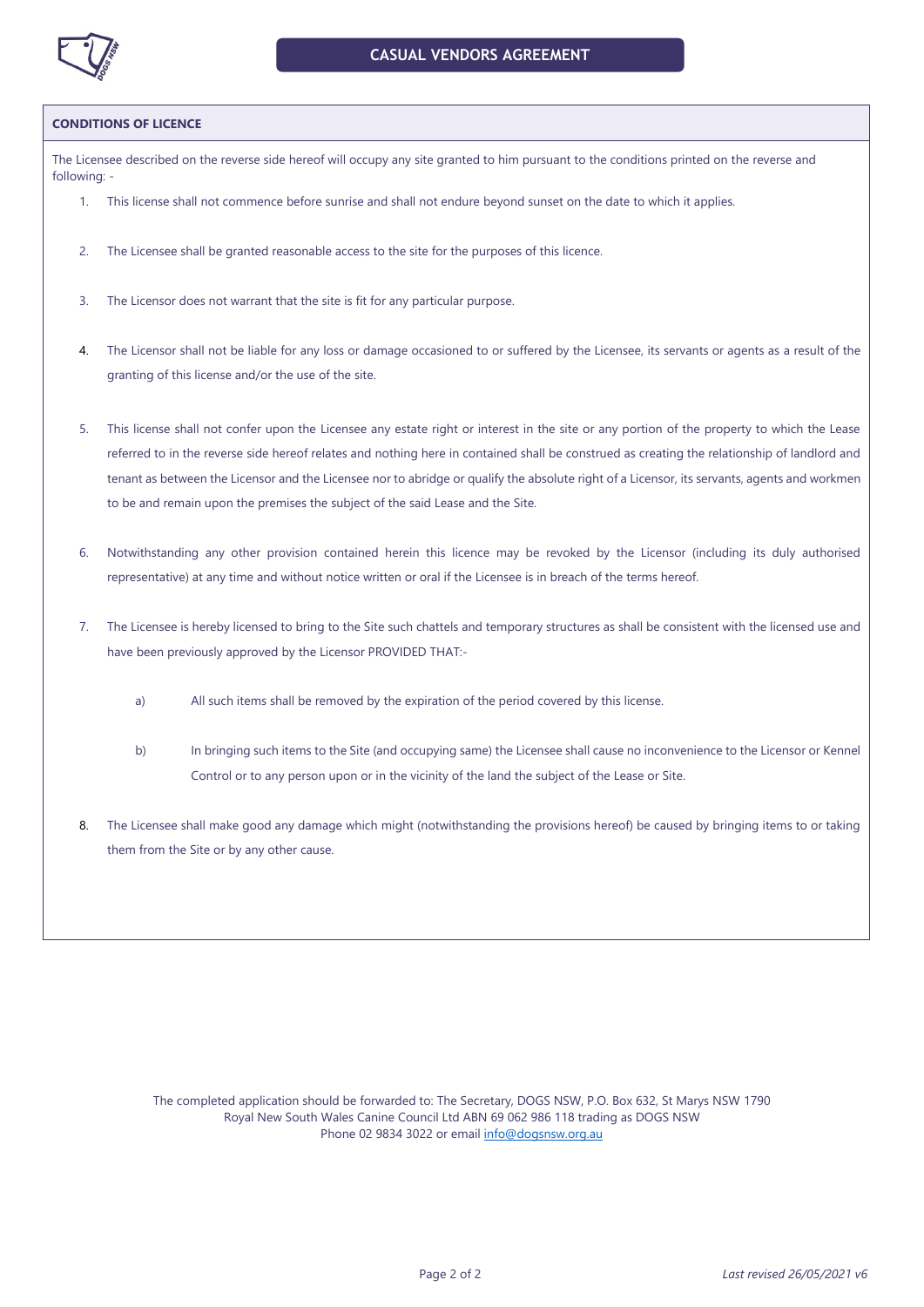# CASUAL VENDORS AGREEMENT

## CONDITIONS OF LICENCE

The Licensee described on the reverse side hereof will occupy any site granted to him pursuant to the conditions printed on the reverse and following: -

1. This license shall not commence before sunrise and shall not endure beyond sunset on the date to which it applies.

2. The Licensee shall be granted reasonable access to the site for the purposes of this licence.

3. The Licensor does not warrant that the site is fit for any particular purpose.

4. The Licensor shall not be liable for any loss or damage occasioned to or suffered by the Licensee, its servants or agents as a result of the granting of this license and/or the use of the site.

5. This license shall not confer upon the Licensee any estate right or interest in the site or any portion of the property to which the Lease referred to in the reverse side hereof relates and nothing here in contained shall be construed as creating the relationship of landlord and tenant as between the Licensor and the Licensee nor to abridge or qualify the absolute right of a Licensor, its servants, agents and workmen to be and remain upon the premises the subject of the said Lease and the Site.

6. Notwithstanding any other provision contained herein this licence may be revoked by the Licensor (including its duly authorised representative) at any time and without notice written or oral if the Licensee is in breach of the terms hereof.

7. The Licensee is hereby licensed to bring to the Site such chattels and temporary structures as shall be consistent with the licensed use and have been previously approved by the Licensor PROVIDED THAT:-

    a) All such items shall be removed by the expiration of the period covered by this license.

    b) In bringing such items to the Site (and occupying same) the Licensee shall cause no inconvenience to the Licensor or Kennel Control or to any person upon or in the vicinity of the land the subject of the Lease or Site.

8. The Licensee shall make good any damage which might (notwithstanding the provisions hereof) be caused by bringing items to or taking them from the Site or by any other cause.

The completed application should be forwarded to: The Secretary, DOGS NSW, P.O. Box 632, St Marys NSW 1790
Royal New South Wales Canine Council Ltd ABN 69 062 986 118 trading as DOGS NSW
Phone 02 9834 3022 or email info@dogsnsw.org.au

*Last revised 26/05/2021 v6*